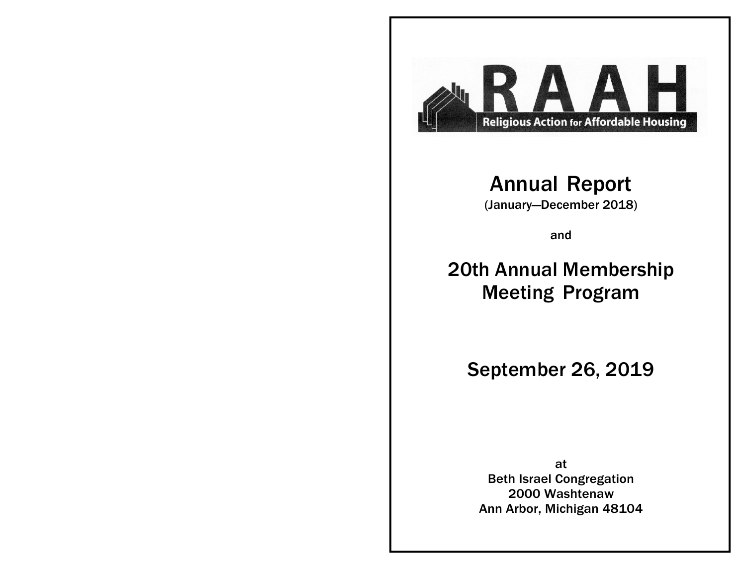# RAAH

**Religious Action for Affordable Housing**

# Annual Report

(January—December 2018)

and

# 20th Annual Membership Meeting Program

## September 26, 2019

at
Beth Israel Congregation
2000 Washtenaw
Ann Arbor, Michigan 48104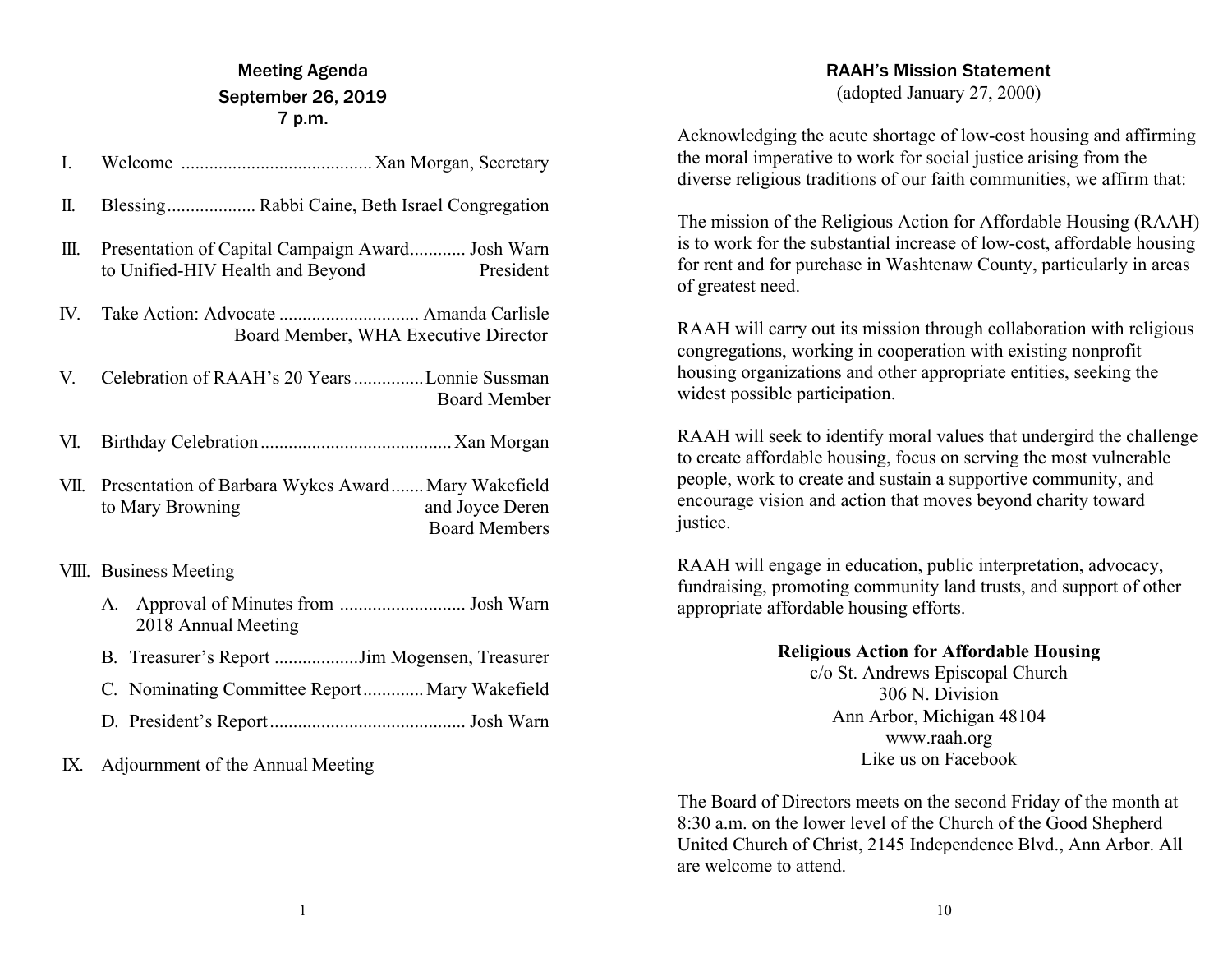## Meeting Agenda
## September 26, 2019
## 7 p.m.

I. Welcome ......................................... Xan Morgan, Secretary

II. Blessing ................... Rabbi Caine, Beth Israel Congregation

III. Presentation of Capital Campaign Award ............ Josh Warn to Unified-HIV Health and Beyond — President

IV. Take Action: Advocate .............................. Amanda Carlisle — Board Member, WHA Executive Director

V. Celebration of RAAH's 20 Years ............... Lonnie Sussman — Board Member

VI. Birthday Celebration ......................................... Xan Morgan

VII. Presentation of Barbara Wykes Award ....... Mary Wakefield and Joyce Deren to Mary Browning — Board Members

VIII. Business Meeting

- A. Approval of Minutes from 2018 Annual Meeting ........................... Josh Warn
- B. Treasurer's Report ..................Jim Mogensen, Treasurer
- C. Nominating Committee Report ............. Mary Wakefield
- D. President's Report .......................................... Josh Warn

IX. Adjournment of the Annual Meeting

## RAAH's Mission Statement

(adopted January 27, 2000)

Acknowledging the acute shortage of low-cost housing and affirming the moral imperative to work for social justice arising from the diverse religious traditions of our faith communities, we affirm that:

The mission of the Religious Action for Affordable Housing (RAAH) is to work for the substantial increase of low-cost, affordable housing for rent and for purchase in Washtenaw County, particularly in areas of greatest need.

RAAH will carry out its mission through collaboration with religious congregations, working in cooperation with existing nonprofit housing organizations and other appropriate entities, seeking the widest possible participation.

RAAH will seek to identify moral values that undergird the challenge to create affordable housing, focus on serving the most vulnerable people, work to create and sustain a supportive community, and encourage vision and action that moves beyond charity toward justice.

RAAH will engage in education, public interpretation, advocacy, fundraising, promoting community land trusts, and support of other appropriate affordable housing efforts.

**Religious Action for Affordable Housing**
c/o St. Andrews Episcopal Church
306 N. Division
Ann Arbor, Michigan 48104
www.raah.org
Like us on Facebook

The Board of Directors meets on the second Friday of the month at 8:30 a.m. on the lower level of the Church of the Good Shepherd United Church of Christ, 2145 Independence Blvd., Ann Arbor. All are welcome to attend.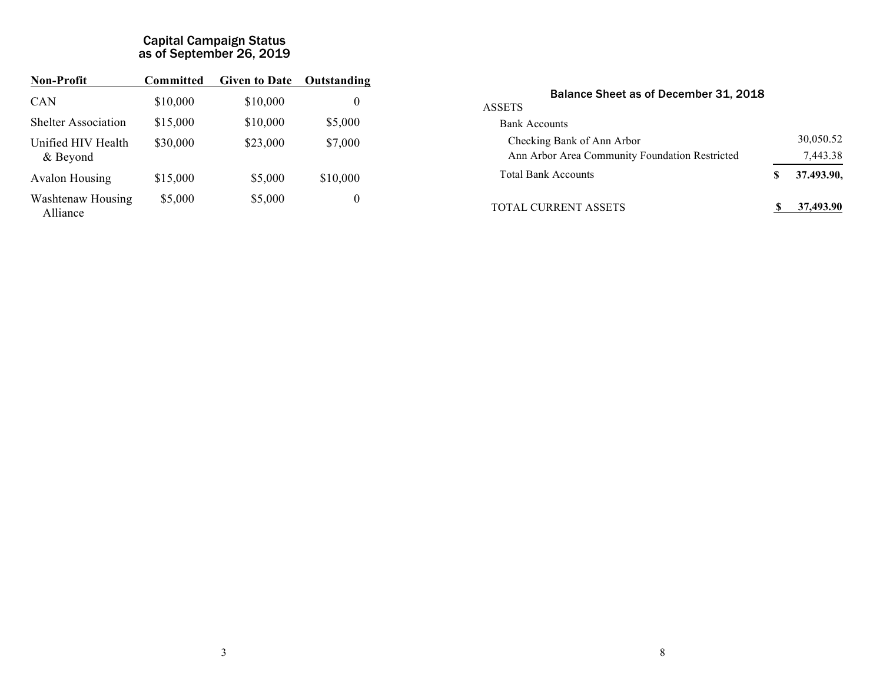## Capital Campaign Status
## as of September 26, 2019

| Non-Profit | Committed | Given to Date | Outstanding |
|---|---|---|---|
| CAN | $10,000 | $10,000 | 0 |
| Shelter Association | $15,000 | $10,000 | $5,000 |
| Unified HIV Health & Beyond | $30,000 | $23,000 | $7,000 |
| Avalon Housing | $15,000 | $5,000 | $10,000 |
| Washtenaw Housing Alliance | $5,000 | $5,000 | 0 |

## Balance Sheet as of December 31, 2018

| | |
|---|---|
| ASSETS | |
| Bank Accounts | |
| Checking Bank of Ann Arbor | 30,050.52 |
| Ann Arbor Area Community Foundation Restricted | 7,443.38 |
| Total Bank Accounts | **$ 37.493.90,** |
| TOTAL CURRENT ASSETS | **$ 37,493.90** |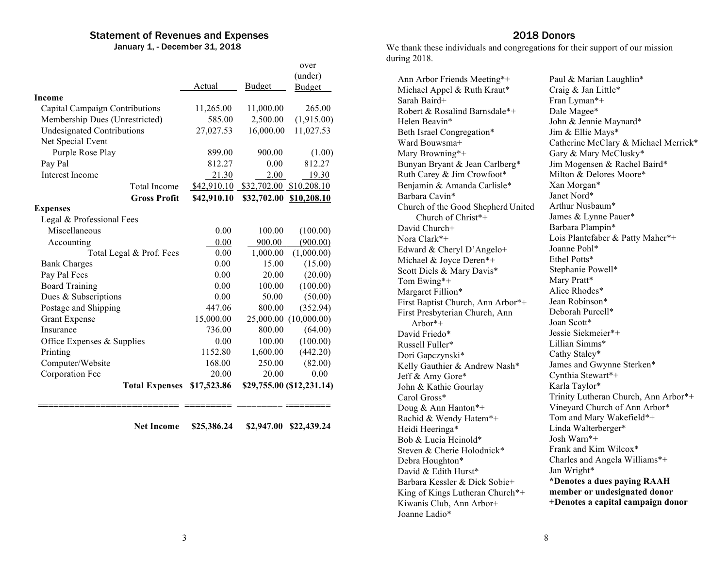## Statement of Revenues and Expenses

**January 1, - December 31, 2018**

| | Actual | Budget | over (under) Budget |
|---|---|---|---|
| **Income** | | | |
| Capital Campaign Contributions | 11,265.00 | 11,000.00 | 265.00 |
| Membership Dues (Unrestricted) | 585.00 | 2,500.00 | (1,915.00) |
| Undesignated Contributions | 27,027.53 | 16,000.00 | 11,027.53 |
| Net Special Event | | | |
| Purple Rose Play | 899.00 | 900.00 | (1.00) |
| Pay Pal | 812.27 | 0.00 | 812.27 |
| Interest Income | 21.30 | 2.00 | 19.30 |
| Total Income | $42,910.10 | $32,702.00 | $10,208.10 |
| **Gross Profit** | **$42,910.10** | **$32,702.00** | **$10,208.10** |
| **Expenses** | | | |
| Legal & Professional Fees | | | |
| Miscellaneous | 0.00 | 100.00 | (100.00) |
| Accounting | 0.00 | 900.00 | (900.00) |
| Total Legal & Prof. Fees | 0.00 | 1,000.00 | (1,000.00) |
| Bank Charges | 0.00 | 15.00 | (15.00) |
| Pay Pal Fees | 0.00 | 20.00 | (20.00) |
| Board Training | 0.00 | 100.00 | (100.00) |
| Dues & Subscriptions | 0.00 | 50.00 | (50.00) |
| Postage and Shipping | 447.06 | 800.00 | (352.94) |
| Grant Expense | 15,000.00 | 25,000.00 | (10,000.00) |
| Insurance | 736.00 | 800.00 | (64.00) |
| Office Expenses & Supplies | 0.00 | 100.00 | (100.00) |
| Printing | 1152.80 | 1,600.00 | (442.20) |
| Computer/Website | 168.00 | 250.00 | (82.00) |
| Corporation Fee | 20.00 | 20.00 | 0.00 |
| **Total Expenses** | **$17,523.86** | **$29,755.00** | **($12,231.14)** |
| **Net Income** | **$25,386.24** | **$2,947.00** | **$22,439.24** |

## 2018 Donors

We thank these individuals and congregations for their support of our mission during 2018.

Ann Arbor Friends Meeting*+
Michael Appel & Ruth Kraut*
Sarah Baird+
Robert & Rosalind Barnsdale*+
Helen Beavin*
Beth Israel Congregation*
Ward Bouwsma+
Mary Browning*+
Bunyan Bryant & Jean Carlberg*
Ruth Carey & Jim Crowfoot*
Benjamin & Amanda Carlisle*
Barbara Cavin*
Church of the Good Shepherd United Church of Christ*+
David Church+
Nora Clark*+
Edward & Cheryl D'Angelo+
Michael & Joyce Deren*+
Scott Diels & Mary Davis*
Tom Ewing*+
Margaret Fillion*
First Baptist Church, Ann Arbor*+
First Presbyterian Church, Ann Arbor*+
David Friedo*
Russell Fuller*
Dori Gapczynski*
Kelly Gauthier & Andrew Nash*
Jeff & Amy Gore*
John & Kathie Gourlay
Carol Gross*
Doug & Ann Hanton*+
Rachid & Wendy Hatem*+
Heidi Heeringa*
Bob & Lucia Heinold*
Steven & Cherie Holodnick*
Debra Houghton*
David & Edith Hurst*
Barbara Kessler & Dick Sobie+
King of Kings Lutheran Church*+
Kiwanis Club, Ann Arbor+
Joanne Ladio*
Paul & Marian Laughlin*
Craig & Jan Little*
Fran Lyman*+
Dale Magee*
John & Jennie Maynard*
Jim & Ellie Mays*
Catherine McClary & Michael Merrick*
Gary & Mary McClusky*
Jim Mogensen & Rachel Baird*
Milton & Delores Moore*
Xan Morgan*
Janet Nord*
Arthur Nusbaum*
James & Lynne Pauer*
Barbara Plampin*
Lois Plantefaber & Patty Maher*+
Joanne Pohl*
Ethel Potts*
Stephanie Powell*
Mary Pratt*
Alice Rhodes*
Jean Robinson*
Deborah Purcell*
Joan Scott*
Jessie Siekmeier*+
Lillian Simms*
Cathy Staley*
James and Gwynne Sterken*
Cynthia Stewart*+
Karla Taylor*
Trinity Lutheran Church, Ann Arbor*+
Vineyard Church of Ann Arbor*
Tom and Mary Wakefield*+
Linda Walterberger*
Josh Warn*+
Frank and Kim Wilcox*
Charles and Angela Williams*+
Jan Wright*

**\*Denotes a dues paying RAAH member or undesignated donor**
**+Denotes a capital campaign donor**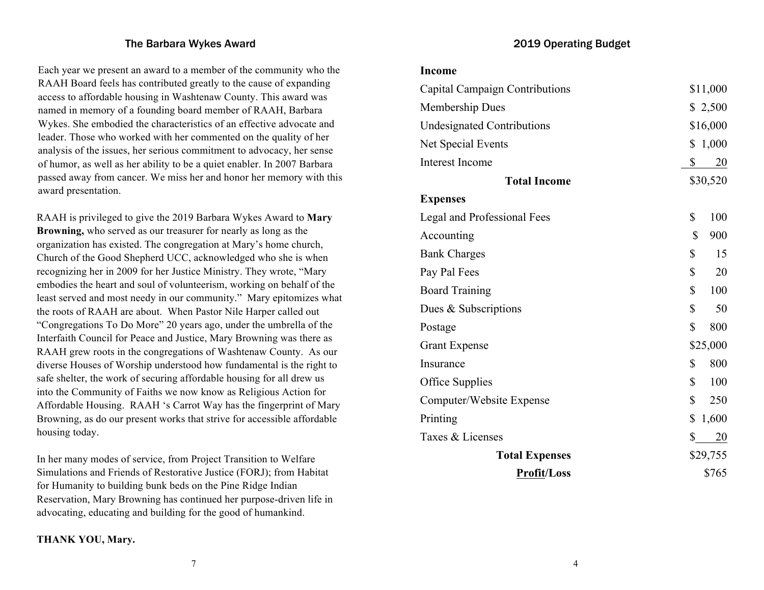## The Barbara Wykes Award

Each year we present an award to a member of the community who the RAAH Board feels has contributed greatly to the cause of expanding access to affordable housing in Washtenaw County. This award was named in memory of a founding board member of RAAH, Barbara Wykes. She embodied the characteristics of an effective advocate and leader. Those who worked with her commented on the quality of her analysis of the issues, her serious commitment to advocacy, her sense of humor, as well as her ability to be a quiet enabler. In 2007 Barbara passed away from cancer. We miss her and honor her memory with this award presentation.

RAAH is privileged to give the 2019 Barbara Wykes Award to **Mary Browning,** who served as our treasurer for nearly as long as the organization has existed. The congregation at Mary's home church, Church of the Good Shepherd UCC, acknowledged who she is when recognizing her in 2009 for her Justice Ministry. They wrote, "Mary embodies the heart and soul of volunteerism, working on behalf of the least served and most needy in our community." Mary epitomizes what the roots of RAAH are about. When Pastor Nile Harper called out "Congregations To Do More" 20 years ago, under the umbrella of the Interfaith Council for Peace and Justice, Mary Browning was there as RAAH grew roots in the congregations of Washtenaw County. As our diverse Houses of Worship understood how fundamental is the right to safe shelter, the work of securing affordable housing for all drew us into the Community of Faiths we now know as Religious Action for Affordable Housing. RAAH 's Carrot Way has the fingerprint of Mary Browning, as do our present works that strive for accessible affordable housing today.

In her many modes of service, from Project Transition to Welfare Simulations and Friends of Restorative Justice (FORJ); from Habitat for Humanity to building bunk beds on the Pine Ridge Indian Reservation, Mary Browning has continued her purpose-driven life in advocating, educating and building for the good of humankind.

**THANK YOU, Mary.**

## 2019 Operating Budget

| | |
|---|---|
| **Income** | |
| Capital Campaign Contributions | $11,000 |
| Membership Dues | $ 2,500 |
| Undesignated Contributions | $16,000 |
| Net Special Events | $ 1,000 |
| Interest Income | $ 20 |
| **Total Income** | $30,520 |
| **Expenses** | |
| Legal and Professional Fees | $ 100 |
| Accounting | $ 900 |
| Bank Charges | $ 15 |
| Pay Pal Fees | $ 20 |
| Board Training | $ 100 |
| Dues & Subscriptions | $ 50 |
| Postage | $ 800 |
| Grant Expense | $25,000 |
| Insurance | $ 800 |
| Office Supplies | $ 100 |
| Computer/Website Expense | $ 250 |
| Printing | $ 1,600 |
| Taxes & Licenses | $ 20 |
| **Total Expenses** | $29,755 |
| **Profit/Loss** | $765 |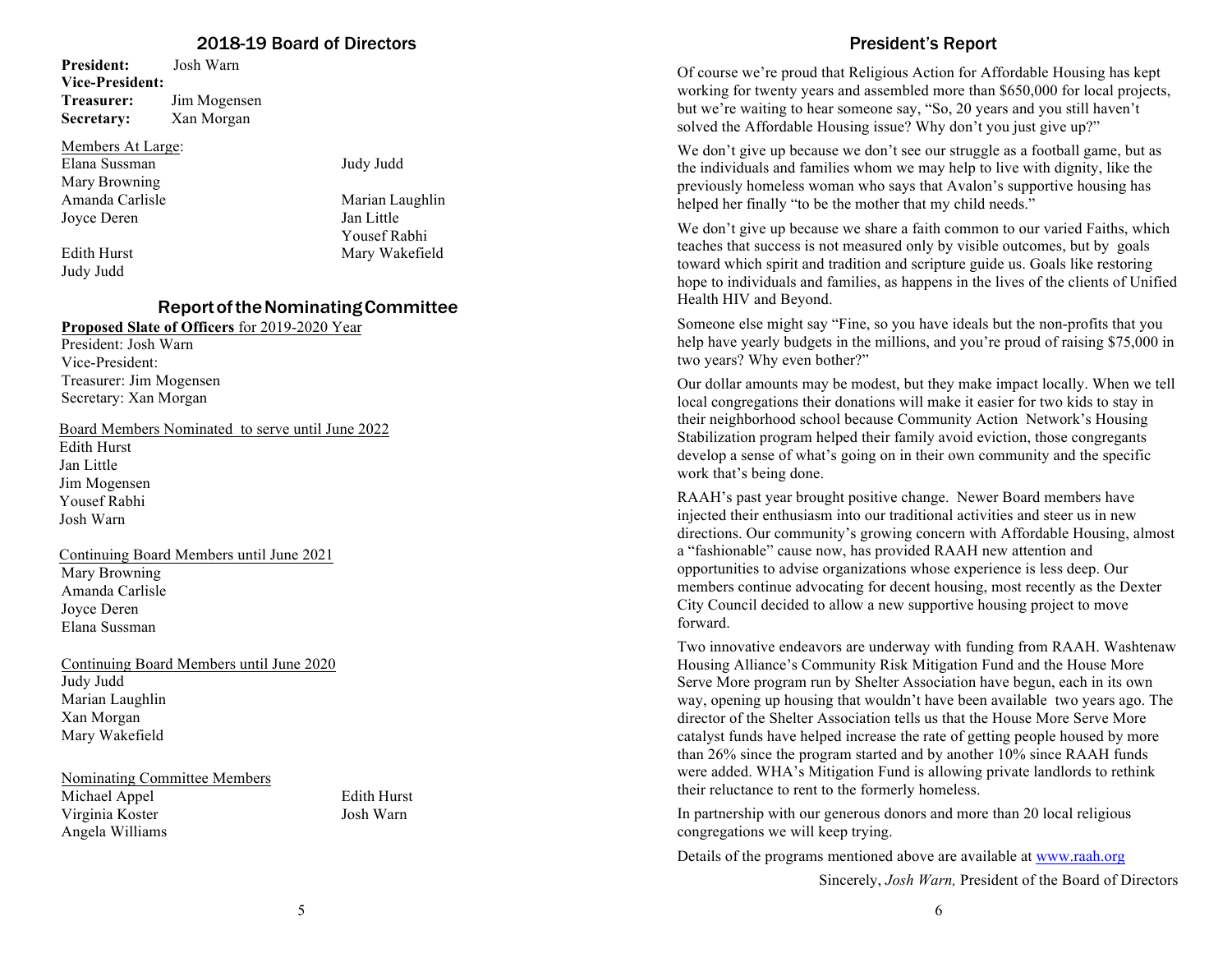## 2018-19 Board of Directors

**President:** Josh Warn
**Vice-President:**
**Treasurer:** Jim Mogensen
**Secretary:** Xan Morgan

Members At Large:

Elana Sussman
Mary Browning
Amanda Carlisle
Joyce Deren
Edith Hurst
Judy Judd
Judy Judd
Marian Laughlin
Jan Little
Yousef Rabhi
Mary Wakefield

## Report of the Nominating Committee

**Proposed Slate of Officers** for 2019-2020 Year

President: Josh Warn
Vice-President:
Treasurer: Jim Mogensen
Secretary: Xan Morgan

Board Members Nominated to serve until June 2022

Edith Hurst
Jan Little
Jim Mogensen
Yousef Rabhi
Josh Warn

Continuing Board Members until June 2021

Mary Browning
Amanda Carlisle
Joyce Deren
Elana Sussman

Continuing Board Members until June 2020

Judy Judd
Marian Laughlin
Xan Morgan
Mary Wakefield

Nominating Committee Members

Michael Appel
Virginia Koster
Angela Williams
Edith Hurst
Josh Warn

## President's Report

Of course we're proud that Religious Action for Affordable Housing has kept working for twenty years and assembled more than $650,000 for local projects, but we're waiting to hear someone say, "So, 20 years and you still haven't solved the Affordable Housing issue? Why don't you just give up?"

We don't give up because we don't see our struggle as a football game, but as the individuals and families whom we may help to live with dignity, like the previously homeless woman who says that Avalon's supportive housing has helped her finally "to be the mother that my child needs."

We don't give up because we share a faith common to our varied Faiths, which teaches that success is not measured only by visible outcomes, but by goals toward which spirit and tradition and scripture guide us. Goals like restoring hope to individuals and families, as happens in the lives of the clients of Unified Health HIV and Beyond.

Someone else might say "Fine, so you have ideals but the non-profits that you help have yearly budgets in the millions, and you're proud of raising $75,000 in two years? Why even bother?"

Our dollar amounts may be modest, but they make impact locally. When we tell local congregations their donations will make it easier for two kids to stay in their neighborhood school because Community Action Network's Housing Stabilization program helped their family avoid eviction, those congregants develop a sense of what's going on in their own community and the specific work that's being done.

RAAH's past year brought positive change. Newer Board members have injected their enthusiasm into our traditional activities and steer us in new directions. Our community's growing concern with Affordable Housing, almost a "fashionable" cause now, has provided RAAH new attention and opportunities to advise organizations whose experience is less deep. Our members continue advocating for decent housing, most recently as the Dexter City Council decided to allow a new supportive housing project to move forward.

Two innovative endeavors are underway with funding from RAAH. Washtenaw Housing Alliance's Community Risk Mitigation Fund and the House More Serve More program run by Shelter Association have begun, each in its own way, opening up housing that wouldn't have been available two years ago. The director of the Shelter Association tells us that the House More Serve More catalyst funds have helped increase the rate of getting people housed by more than 26% since the program started and by another 10% since RAAH funds were added. WHA's Mitigation Fund is allowing private landlords to rethink their reluctance to rent to the formerly homeless.

In partnership with our generous donors and more than 20 local religious congregations we will keep trying.

Details of the programs mentioned above are available at [www.raah.org](http://www.raah.org)

Sincerely, *Josh Warn,* President of the Board of Directors